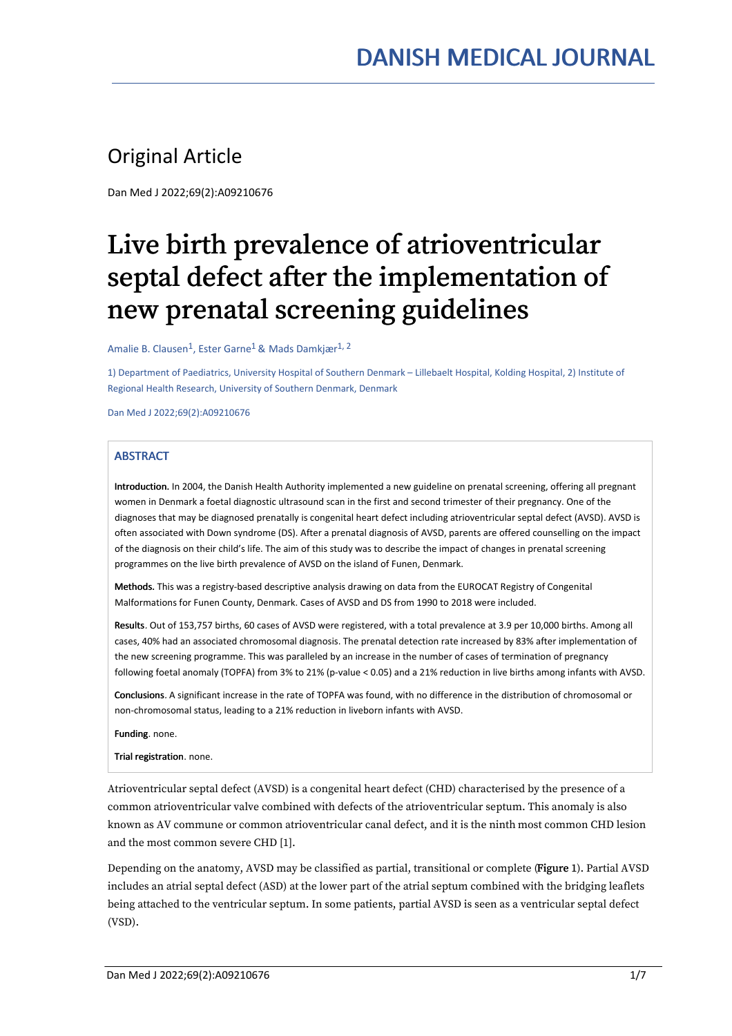## Original Article

Dan Med J 2022;69(2):A09210676

# Live birth prevalence of atrioventricular septal defect after the implementation of new prenatal screening guidelines

Amalie B. Clausen[1], Ester Garne[1] & Mads Damkjær[1, 2]

1) Department of Paediatrics, University Hospital of Southern Denmark – Lillebaelt Hospital, Kolding Hospital, 2) Institute of Regional Health Research, University of Southern Denmark, Denmark

Dan Med J 2022;69(2):A09210676

### ABSTRACT

**Introduction.** In 2004, the Danish Health Authority implemented a new guideline on prenatal screening, offering all pregnant women in Denmark a foetal diagnostic ultrasound scan in the first and second trimester of their pregnancy. One of the diagnoses that may be diagnosed prenatally is congenital heart defect including atrioventricular septal defect (AVSD). AVSD is often associated with Down syndrome (DS). After a prenatal diagnosis of AVSD, parents are offered counselling on the impact of the diagnosis on their child's life. The aim of this study was to describe the impact of changes in prenatal screening programmes on the live birth prevalence of AVSD on the island of Funen, Denmark.

**Methods.** This was a registry-based descriptive analysis drawing on data from the EUROCAT Registry of Congenital Malformations for Funen County, Denmark. Cases of AVSD and DS from 1990 to 2018 were included.

**Results**. Out of 153,757 births, 60 cases of AVSD were registered, with a total prevalence at 3.9 per 10,000 births. Among all cases, 40% had an associated chromosomal diagnosis. The prenatal detection rate increased by 83% after implementation of the new screening programme. This was paralleled by an increase in the number of cases of termination of pregnancy following foetal anomaly (TOPFA) from 3% to 21% ($p$-value $< 0.05$) and a 21% reduction in live births among infants with AVSD.

**Conclusions**. A significant increase in the rate of TOPFA was found, with no difference in the distribution of chromosomal or non-chromosomal status, leading to a 21% reduction in liveborn infants with AVSD.

**Funding**. none.

**Trial registration**. none.

Atrioventricular septal defect (AVSD) is a congenital heart defect (CHD) characterised by the presence of a common atrioventricular valve combined with defects of the atrioventricular septum. This anomaly is also known as AV commune or common atrioventricular canal defect, and it is the ninth most common CHD lesion and the most common severe CHD [1].

Depending on the anatomy, AVSD may be classified as partial, transitional or complete (**Figure 1**). Partial AVSD includes an atrial septal defect (ASD) at the lower part of the atrial septum combined with the bridging leaflets being attached to the ventricular septum. In some patients, partial AVSD is seen as a ventricular septal defect (VSD).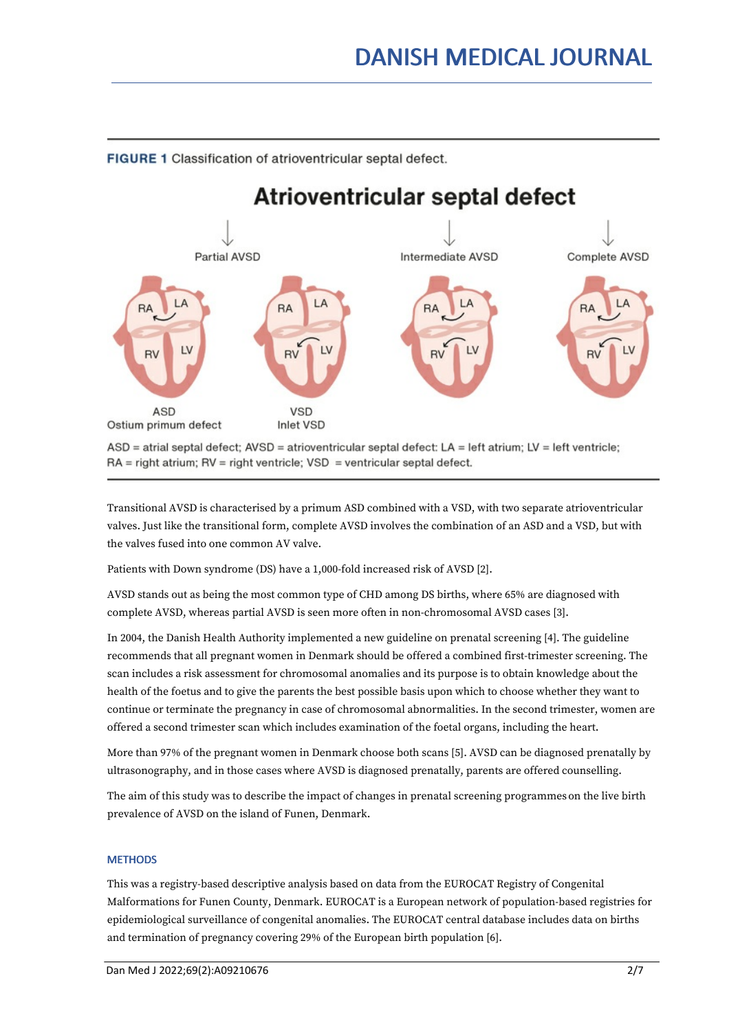**FIGURE 1** Classification of atrioventricular septal defect.

ASD = atrial septal defect; AVSD = atrioventricular septal defect: LA = left atrium; LV = left ventricle; RA = right atrium; RV = right ventricle; VSD = ventricular septal defect.

Transitional AVSD is characterised by a primum ASD combined with a VSD, with two separate atrioventricular valves. Just like the transitional form, complete AVSD involves the combination of an ASD and a VSD, but with the valves fused into one common AV valve.

Patients with Down syndrome (DS) have a 1,000-fold increased risk of AVSD [2].

AVSD stands out as being the most common type of CHD among DS births, where 65% are diagnosed with complete AVSD, whereas partial AVSD is seen more often in non-chromosomal AVSD cases [3].

In 2004, the Danish Health Authority implemented a new guideline on prenatal screening [4]. The guideline recommends that all pregnant women in Denmark should be offered a combined first-trimester screening. The scan includes a risk assessment for chromosomal anomalies and its purpose is to obtain knowledge about the health of the foetus and to give the parents the best possible basis upon which to choose whether they want to continue or terminate the pregnancy in case of chromosomal abnormalities. In the second trimester, women are offered a second trimester scan which includes examination of the foetal organs, including the heart.

More than 97% of the pregnant women in Denmark choose both scans [5]. AVSD can be diagnosed prenatally by ultrasonography, and in those cases where AVSD is diagnosed prenatally, parents are offered counselling.

The aim of this study was to describe the impact of changes in prenatal screening programmes on the live birth prevalence of AVSD on the island of Funen, Denmark.

## METHODS

This was a registry-based descriptive analysis based on data from the EUROCAT Registry of Congenital Malformations for Funen County, Denmark. EUROCAT is a European network of population-based registries for epidemiological surveillance of congenital anomalies. The EUROCAT central database includes data on births and termination of pregnancy covering 29% of the European birth population [6].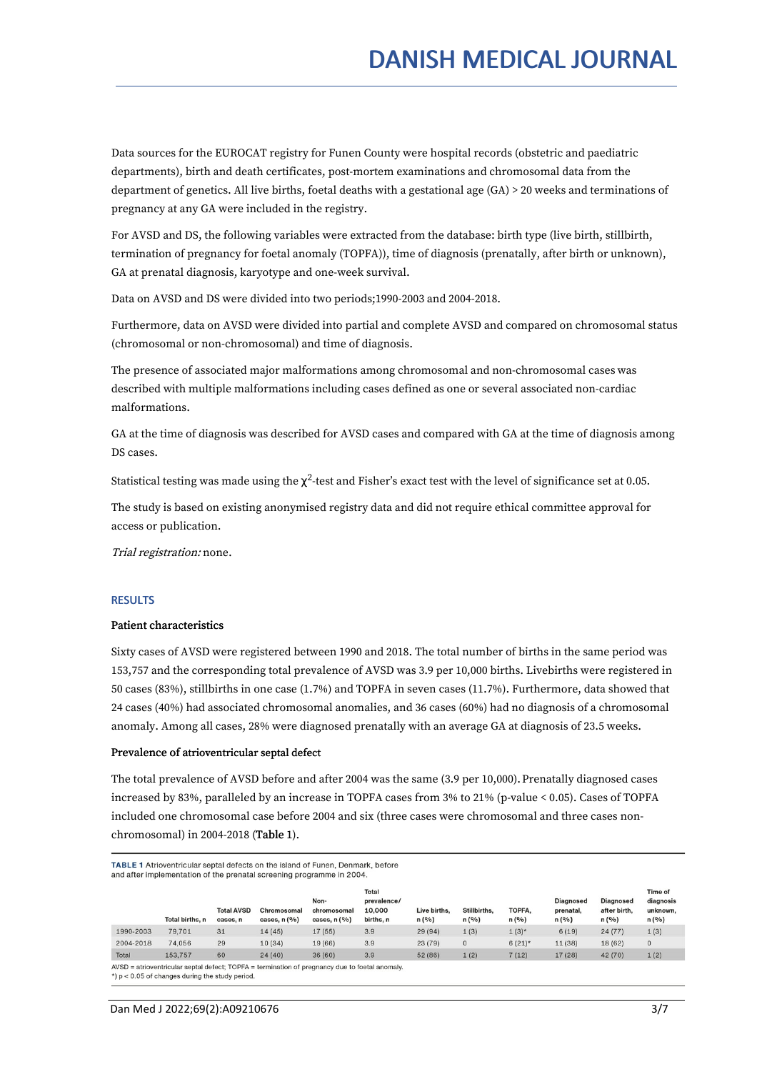Data sources for the EUROCAT registry for Funen County were hospital records (obstetric and paediatric departments), birth and death certificates, post-mortem examinations and chromosomal data from the department of genetics. All live births, foetal deaths with a gestational age (GA) > 20 weeks and terminations of pregnancy at any GA were included in the registry.

For AVSD and DS, the following variables were extracted from the database: birth type (live birth, stillbirth, termination of pregnancy for foetal anomaly (TOPFA)), time of diagnosis (prenatally, after birth or unknown), GA at prenatal diagnosis, karyotype and one-week survival.

Data on AVSD and DS were divided into two periods;1990-2003 and 2004-2018.

Furthermore, data on AVSD were divided into partial and complete AVSD and compared on chromosomal status (chromosomal or non-chromosomal) and time of diagnosis.

The presence of associated major malformations among chromosomal and non-chromosomal cases was described with multiple malformations including cases defined as one or several associated non-cardiac malformations.

GA at the time of diagnosis was described for AVSD cases and compared with GA at the time of diagnosis among DS cases.

Statistical testing was made using the $\chi^2$-test and Fisher's exact test with the level of significance set at 0.05.

The study is based on existing anonymised registry data and did not require ethical committee approval for access or publication.

*Trial registration:* none.

## RESULTS

### Patient characteristics

Sixty cases of AVSD were registered between 1990 and 2018. The total number of births in the same period was 153,757 and the corresponding total prevalence of AVSD was 3.9 per 10,000 births. Livebirths were registered in 50 cases (83%), stillbirths in one case (1.7%) and TOPFA in seven cases (11.7%). Furthermore, data showed that 24 cases (40%) had associated chromosomal anomalies, and 36 cases (60%) had no diagnosis of a chromosomal anomaly. Among all cases, 28% were diagnosed prenatally with an average GA at diagnosis of 23.5 weeks.

### Prevalence of atrioventricular septal defect

The total prevalence of AVSD before and after 2004 was the same (3.9 per 10,000). Prenatally diagnosed cases increased by 83%, paralleled by an increase in TOPFA cases from 3% to 21% (p-value < 0.05). Cases of TOPFA included one chromosomal case before 2004 and six (three cases were chromosomal and three cases non-chromosomal) in 2004-2018 (**Table** 1).

**TABLE 1** Atrioventricular septal defects on the island of Funen, Denmark, before and after implementation of the prenatal screening programme in 2004.

| | Total births, n | Total AVSD cases, n | Chromosomal cases, n (%) | Non-chromosomal cases, n (%) | Total prevalence/ 10,000 births, n | Live births, n (%) | Stillbirths, n (%) | TOPFA, n (%) | Diagnosed prenatal, n (%) | Diagnosed after birth, n (%) | Time of diagnosis unknown, n (%) |
|---|---|---|---|---|---|---|---|---|---|---|---|
| 1990-2003 | 79,701 | 31 | 14 (45) | 17 (55) | 3.9 | 29 (94) | 1 (3) | 1 (3)* | 6 (19) | 24 (77) | 1 (3) |
| 2004-2018 | 74,056 | 29 | 10 (34) | 19 (66) | 3.9 | 23 (79) | 0 | 6 (21)* | 11 (38) | 18 (62) | 0 |
| Total | 153,757 | 60 | 24 (40) | 36 (60) | 3.9 | 52 (86) | 1 (2) | 7 (12) | 17 (28) | 42 (70) | 1 (2) |

AVSD = atrioventricular septal defect; TOPFA = termination of pregnancy due to foetal anomaly.
*) p < 0.05 of changes during the study period.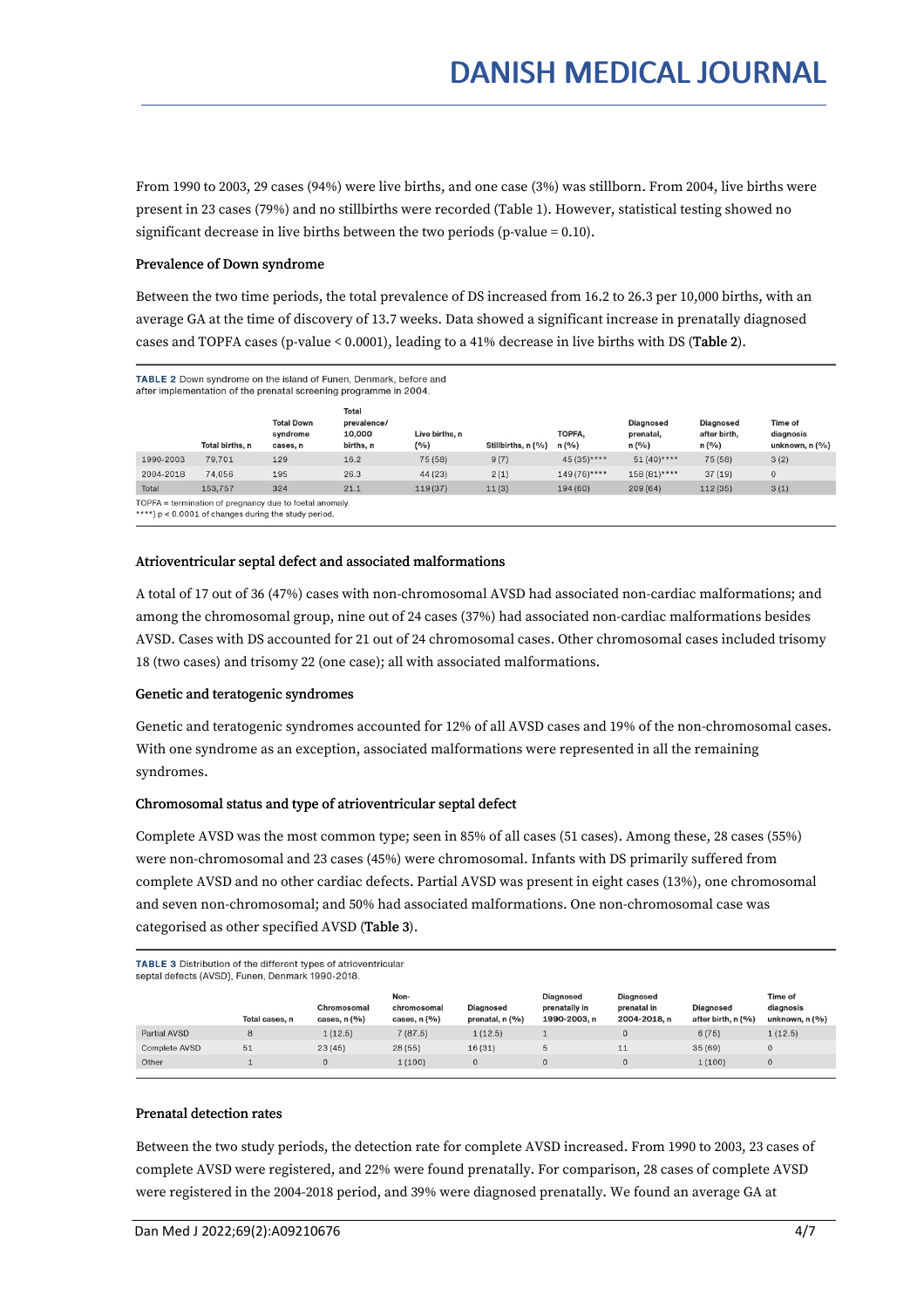From 1990 to 2003, 29 cases (94%) were live births, and one case (3%) was stillborn. From 2004, live births were present in 23 cases (79%) and no stillbirths were recorded (Table 1). However, statistical testing showed no significant decrease in live births between the two periods (p-value = 0.10).

### Prevalence of Down syndrome

Between the two time periods, the total prevalence of DS increased from 16.2 to 26.3 per 10,000 births, with an average GA at the time of discovery of 13.7 weeks. Data showed a significant increase in prenatally diagnosed cases and TOPFA cases (p-value < 0.0001), leading to a 41% decrease in live births with DS (**Table 2**).

**TABLE 2** Down syndrome on the island of Funen, Denmark, before and after implementation of the prenatal screening programme in 2004.

| | Total births, n | Total Down syndrome cases, n | Total prevalence/ 10,000 births, n | Live births, n (%) | Stillbirths, n (%) | TOPFA, n (%) | Diagnosed prenatal, n (%) | Diagnosed after birth, n (%) | Time of diagnosis unknown, n (%) |
|---|---|---|---|---|---|---|---|---|---|
| 1990-2003 | 79,701 | 129 | 16.2 | 75 (58) | 9 (7) | 45 (35)**** | 51 (40)**** | 75 (58) | 3 (2) |
| 2004-2018 | 74,056 | 195 | 26.3 | 44 (23) | 2 (1) | 149 (76)**** | 158 (81)**** | 37 (19) | 0 |
| Total | 153,757 | 324 | 21.1 | 119 (37) | 11 (3) | 194 (60) | 209 (64) | 112 (35) | 3 (1) |

TOPFA = termination of pregnancy due to foetal anomaly.
****) p < 0.0001 of changes during the study period.

### Atrioventricular septal defect and associated malformations

A total of 17 out of 36 (47%) cases with non-chromosomal AVSD had associated non-cardiac malformations; and among the chromosomal group, nine out of 24 cases (37%) had associated non-cardiac malformations besides AVSD. Cases with DS accounted for 21 out of 24 chromosomal cases. Other chromosomal cases included trisomy 18 (two cases) and trisomy 22 (one case); all with associated malformations.

### Genetic and teratogenic syndromes

Genetic and teratogenic syndromes accounted for 12% of all AVSD cases and 19% of the non-chromosomal cases. With one syndrome as an exception, associated malformations were represented in all the remaining syndromes.

### Chromosomal status and type of atrioventricular septal defect

Complete AVSD was the most common type; seen in 85% of all cases (51 cases). Among these, 28 cases (55%) were non-chromosomal and 23 cases (45%) were chromosomal. Infants with DS primarily suffered from complete AVSD and no other cardiac defects. Partial AVSD was present in eight cases (13%), one chromosomal and seven non-chromosomal; and 50% had associated malformations. One non-chromosomal case was categorised as other specified AVSD (**Table 3**).

**TABLE 3** Distribution of the different types of atrioventricular septal defects (AVSD), Funen, Denmark 1990-2018.

| | Total cases, n | Chromosomal cases, n (%) | Non-chromosomal cases, n (%) | Diagnosed prenatal, n (%) | Diagnosed prenatally in 1990-2003, n | Diagnosed prenatal in 2004-2018, n | Diagnosed after birth, n (%) | Time of diagnosis unknown, n (%) |
|---|---|---|---|---|---|---|---|---|
| Partial AVSD | 8 | 1 (12.5) | 7 (87.5) | 1 (12.5) | 1 | 0 | 6 (75) | 1 (12.5) |
| Complete AVSD | 51 | 23 (45) | 28 (55) | 16 (31) | 5 | 11 | 35 (69) | 0 |
| Other | 1 | 0 | 1 (100) | 0 | 0 | 0 | 1 (100) | 0 |

### Prenatal detection rates

Between the two study periods, the detection rate for complete AVSD increased. From 1990 to 2003, 23 cases of complete AVSD were registered, and 22% were found prenatally. For comparison, 28 cases of complete AVSD were registered in the 2004-2018 period, and 39% were diagnosed prenatally. We found an average GA at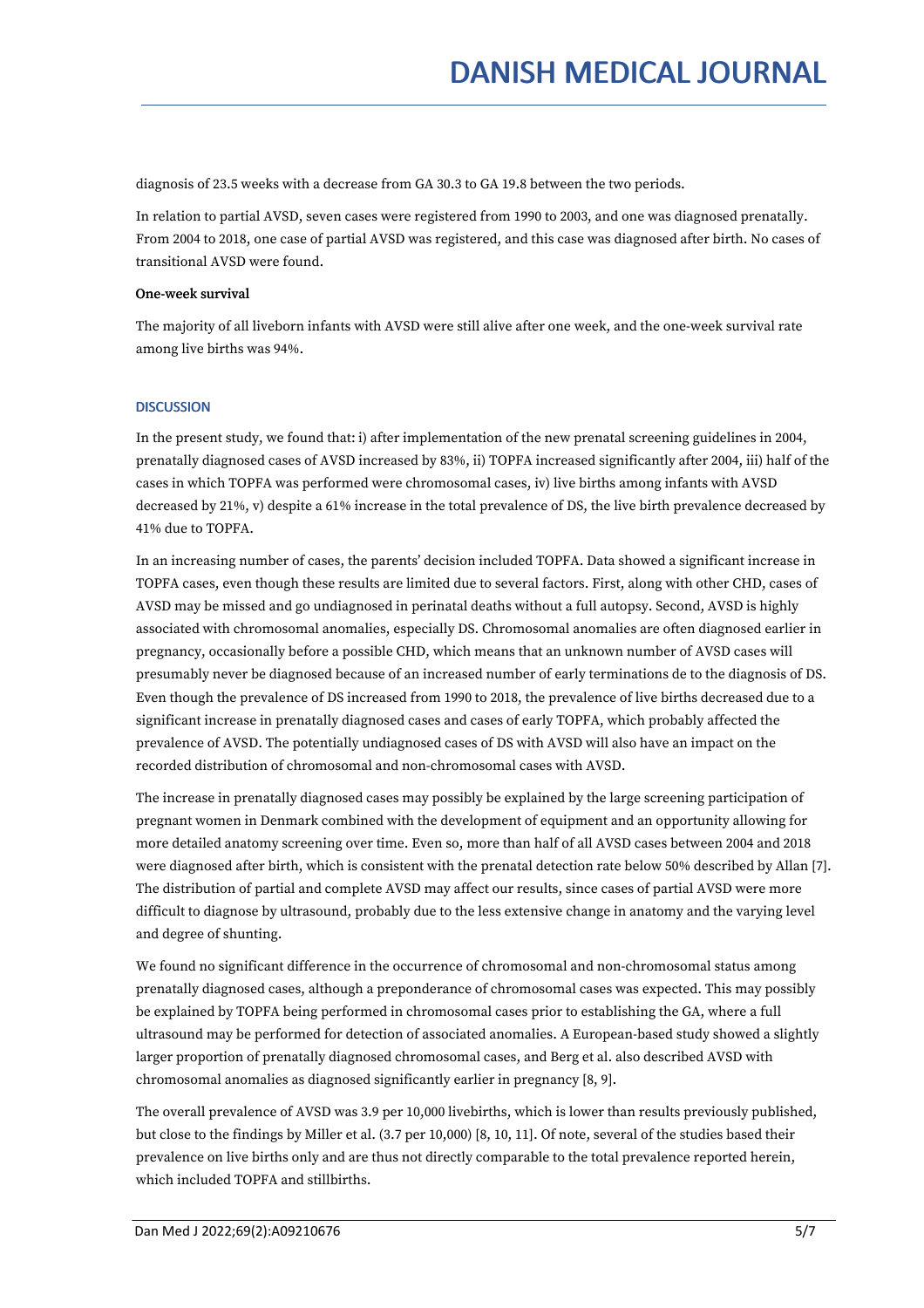diagnosis of 23.5 weeks with a decrease from GA 30.3 to GA 19.8 between the two periods.

In relation to partial AVSD, seven cases were registered from 1990 to 2003, and one was diagnosed prenatally. From 2004 to 2018, one case of partial AVSD was registered, and this case was diagnosed after birth. No cases of transitional AVSD were found.

**One-week survival**

The majority of all liveborn infants with AVSD were still alive after one week, and the one-week survival rate among live births was 94%.

## DISCUSSION

In the present study, we found that: i) after implementation of the new prenatal screening guidelines in 2004, prenatally diagnosed cases of AVSD increased by 83%, ii) TOPFA increased significantly after 2004, iii) half of the cases in which TOPFA was performed were chromosomal cases, iv) live births among infants with AVSD decreased by 21%, v) despite a 61% increase in the total prevalence of DS, the live birth prevalence decreased by 41% due to TOPFA.

In an increasing number of cases, the parents' decision included TOPFA. Data showed a significant increase in TOPFA cases, even though these results are limited due to several factors. First, along with other CHD, cases of AVSD may be missed and go undiagnosed in perinatal deaths without a full autopsy. Second, AVSD is highly associated with chromosomal anomalies, especially DS. Chromosomal anomalies are often diagnosed earlier in pregnancy, occasionally before a possible CHD, which means that an unknown number of AVSD cases will presumably never be diagnosed because of an increased number of early terminations de to the diagnosis of DS. Even though the prevalence of DS increased from 1990 to 2018, the prevalence of live births decreased due to a significant increase in prenatally diagnosed cases and cases of early TOPFA, which probably affected the prevalence of AVSD. The potentially undiagnosed cases of DS with AVSD will also have an impact on the recorded distribution of chromosomal and non-chromosomal cases with AVSD.

The increase in prenatally diagnosed cases may possibly be explained by the large screening participation of pregnant women in Denmark combined with the development of equipment and an opportunity allowing for more detailed anatomy screening over time. Even so, more than half of all AVSD cases between 2004 and 2018 were diagnosed after birth, which is consistent with the prenatal detection rate below 50% described by Allan [7]. The distribution of partial and complete AVSD may affect our results, since cases of partial AVSD were more difficult to diagnose by ultrasound, probably due to the less extensive change in anatomy and the varying level and degree of shunting.

We found no significant difference in the occurrence of chromosomal and non-chromosomal status among prenatally diagnosed cases, although a preponderance of chromosomal cases was expected. This may possibly be explained by TOPFA being performed in chromosomal cases prior to establishing the GA, where a full ultrasound may be performed for detection of associated anomalies. A European-based study showed a slightly larger proportion of prenatally diagnosed chromosomal cases, and Berg et al. also described AVSD with chromosomal anomalies as diagnosed significantly earlier in pregnancy [8, 9].

The overall prevalence of AVSD was 3.9 per 10,000 livebirths, which is lower than results previously published, but close to the findings by Miller et al. (3.7 per 10,000) [8, 10, 11]. Of note, several of the studies based their prevalence on live births only and are thus not directly comparable to the total prevalence reported herein, which included TOPFA and stillbirths.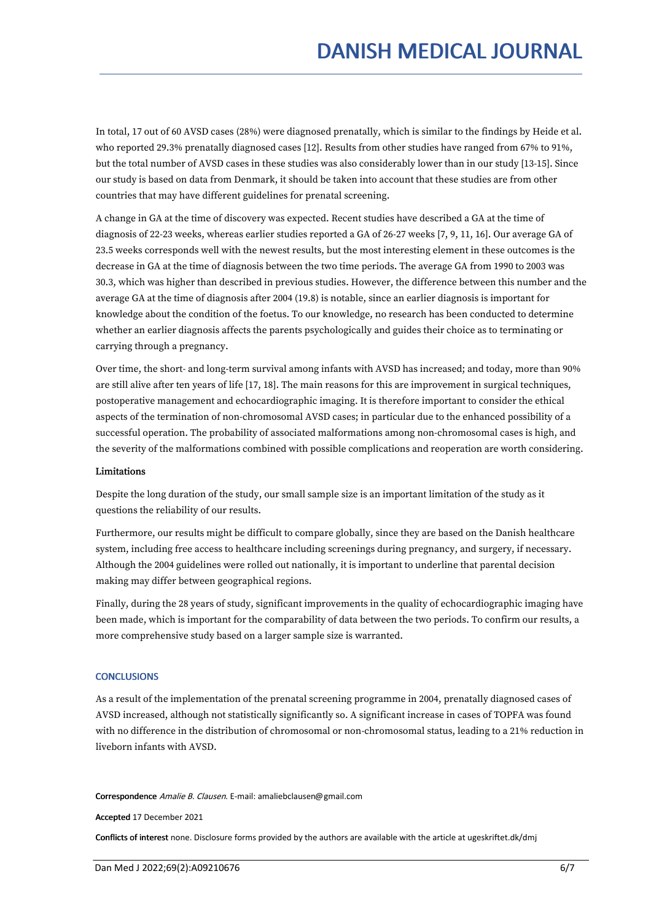In total, 17 out of 60 AVSD cases (28%) were diagnosed prenatally, which is similar to the findings by Heide et al. who reported 29.3% prenatally diagnosed cases [12]. Results from other studies have ranged from 67% to 91%, but the total number of AVSD cases in these studies was also considerably lower than in our study [13-15]. Since our study is based on data from Denmark, it should be taken into account that these studies are from other countries that may have different guidelines for prenatal screening.

A change in GA at the time of discovery was expected. Recent studies have described a GA at the time of diagnosis of 22-23 weeks, whereas earlier studies reported a GA of 26-27 weeks [7, 9, 11, 16]. Our average GA of 23.5 weeks corresponds well with the newest results, but the most interesting element in these outcomes is the decrease in GA at the time of diagnosis between the two time periods. The average GA from 1990 to 2003 was 30.3, which was higher than described in previous studies. However, the difference between this number and the average GA at the time of diagnosis after 2004 (19.8) is notable, since an earlier diagnosis is important for knowledge about the condition of the foetus. To our knowledge, no research has been conducted to determine whether an earlier diagnosis affects the parents psychologically and guides their choice as to terminating or carrying through a pregnancy.

Over time, the short- and long-term survival among infants with AVSD has increased; and today, more than 90% are still alive after ten years of life [17, 18]. The main reasons for this are improvement in surgical techniques, postoperative management and echocardiographic imaging. It is therefore important to consider the ethical aspects of the termination of non-chromosomal AVSD cases; in particular due to the enhanced possibility of a successful operation. The probability of associated malformations among non-chromosomal cases is high, and the severity of the malformations combined with possible complications and reoperation are worth considering.

### Limitations

Despite the long duration of the study, our small sample size is an important limitation of the study as it questions the reliability of our results.

Furthermore, our results might be difficult to compare globally, since they are based on the Danish healthcare system, including free access to healthcare including screenings during pregnancy, and surgery, if necessary. Although the 2004 guidelines were rolled out nationally, it is important to underline that parental decision making may differ between geographical regions.

Finally, during the 28 years of study, significant improvements in the quality of echocardiographic imaging have been made, which is important for the comparability of data between the two periods. To confirm our results, a more comprehensive study based on a larger sample size is warranted.

## CONCLUSIONS

As a result of the implementation of the prenatal screening programme in 2004, prenatally diagnosed cases of AVSD increased, although not statistically significantly so. A significant increase in cases of TOPFA was found with no difference in the distribution of chromosomal or non-chromosomal status, leading to a 21% reduction in liveborn infants with AVSD.

**Correspondence** *Amalie B. Clausen*. E-mail: amaliebclausen@gmail.com

**Accepted** 17 December 2021

**Conflicts of interest** none. Disclosure forms provided by the authors are available with the article at ugeskriftet.dk/dmj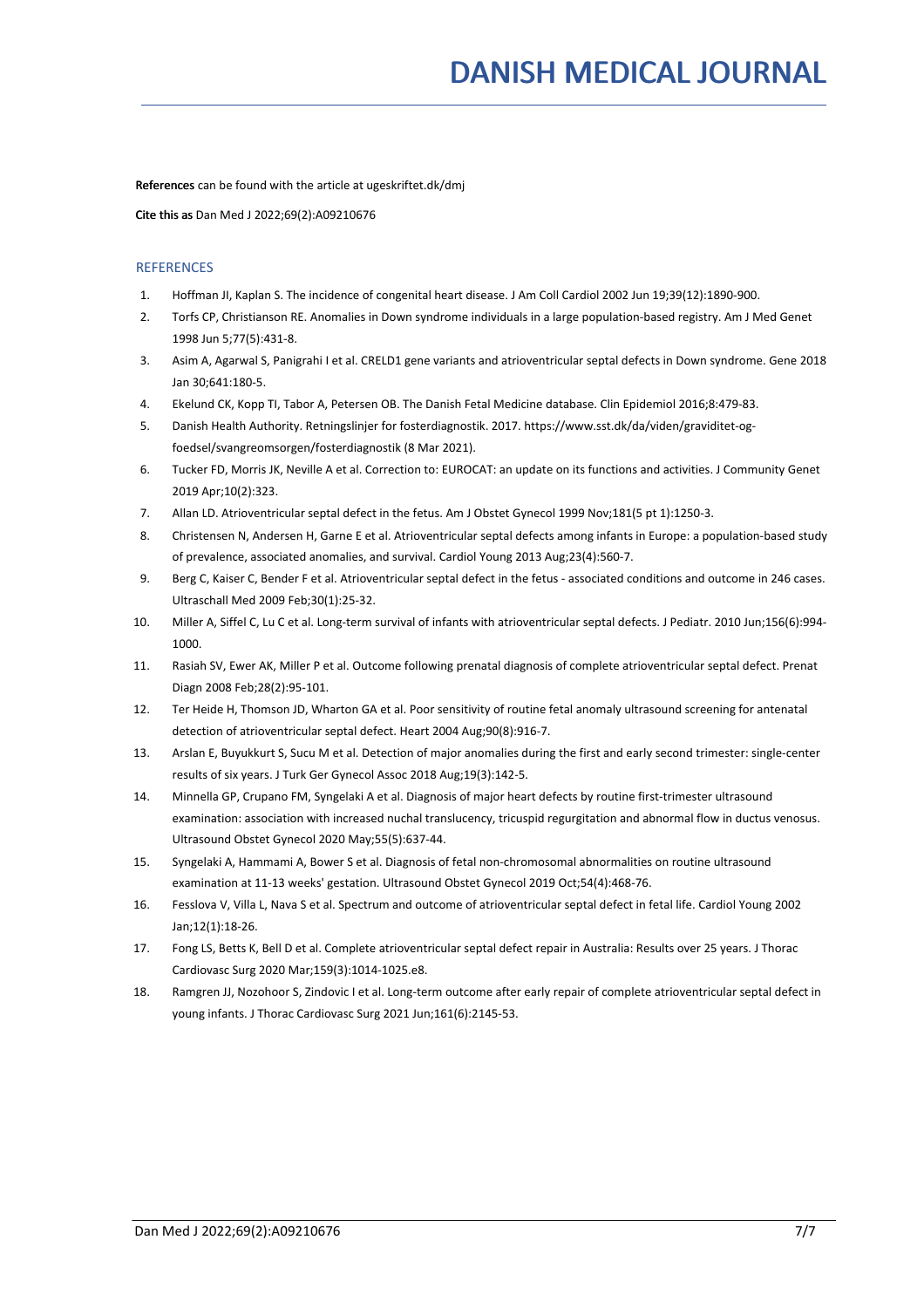**References** can be found with the article at ugeskriftet.dk/dmj

**Cite this as** Dan Med J 2022;69(2):A09210676

## REFERENCES

1. Hoffman JI, Kaplan S. The incidence of congenital heart disease. J Am Coll Cardiol 2002 Jun 19;39(12):1890-900.
2. Torfs CP, Christianson RE. Anomalies in Down syndrome individuals in a large population-based registry. Am J Med Genet 1998 Jun 5;77(5):431-8.
3. Asim A, Agarwal S, Panigrahi I et al. CRELD1 gene variants and atrioventricular septal defects in Down syndrome. Gene 2018 Jan 30;641:180-5.
4. Ekelund CK, Kopp TI, Tabor A, Petersen OB. The Danish Fetal Medicine database. Clin Epidemiol 2016;8:479-83.
5. Danish Health Authority. Retningslinjer for fosterdiagnostik. 2017. https://www.sst.dk/da/viden/graviditet-og-foedsel/svangreomsorgen/fosterdiagnostik (8 Mar 2021).
6. Tucker FD, Morris JK, Neville A et al. Correction to: EUROCAT: an update on its functions and activities. J Community Genet 2019 Apr;10(2):323.
7. Allan LD. Atrioventricular septal defect in the fetus. Am J Obstet Gynecol 1999 Nov;181(5 pt 1):1250-3.
8. Christensen N, Andersen H, Garne E et al. Atrioventricular septal defects among infants in Europe: a population-based study of prevalence, associated anomalies, and survival. Cardiol Young 2013 Aug;23(4):560-7.
9. Berg C, Kaiser C, Bender F et al. Atrioventricular septal defect in the fetus - associated conditions and outcome in 246 cases. Ultraschall Med 2009 Feb;30(1):25-32.
10. Miller A, Siffel C, Lu C et al. Long-term survival of infants with atrioventricular septal defects. J Pediatr. 2010 Jun;156(6):994-1000.
11. Rasiah SV, Ewer AK, Miller P et al. Outcome following prenatal diagnosis of complete atrioventricular septal defect. Prenat Diagn 2008 Feb;28(2):95-101.
12. Ter Heide H, Thomson JD, Wharton GA et al. Poor sensitivity of routine fetal anomaly ultrasound screening for antenatal detection of atrioventricular septal defect. Heart 2004 Aug;90(8):916-7.
13. Arslan E, Buyukkurt S, Sucu M et al. Detection of major anomalies during the first and early second trimester: single-center results of six years. J Turk Ger Gynecol Assoc 2018 Aug;19(3):142-5.
14. Minnella GP, Crupano FM, Syngelaki A et al. Diagnosis of major heart defects by routine first-trimester ultrasound examination: association with increased nuchal translucency, tricuspid regurgitation and abnormal flow in ductus venosus. Ultrasound Obstet Gynecol 2020 May;55(5):637-44.
15. Syngelaki A, Hammami A, Bower S et al. Diagnosis of fetal non-chromosomal abnormalities on routine ultrasound examination at 11-13 weeks' gestation. Ultrasound Obstet Gynecol 2019 Oct;54(4):468-76.
16. Fesslova V, Villa L, Nava S et al. Spectrum and outcome of atrioventricular septal defect in fetal life. Cardiol Young 2002 Jan;12(1):18-26.
17. Fong LS, Betts K, Bell D et al. Complete atrioventricular septal defect repair in Australia: Results over 25 years. J Thorac Cardiovasc Surg 2020 Mar;159(3):1014-1025.e8.
18. Ramgren JJ, Nozohoor S, Zindovic I et al. Long-term outcome after early repair of complete atrioventricular septal defect in young infants. J Thorac Cardiovasc Surg 2021 Jun;161(6):2145-53.